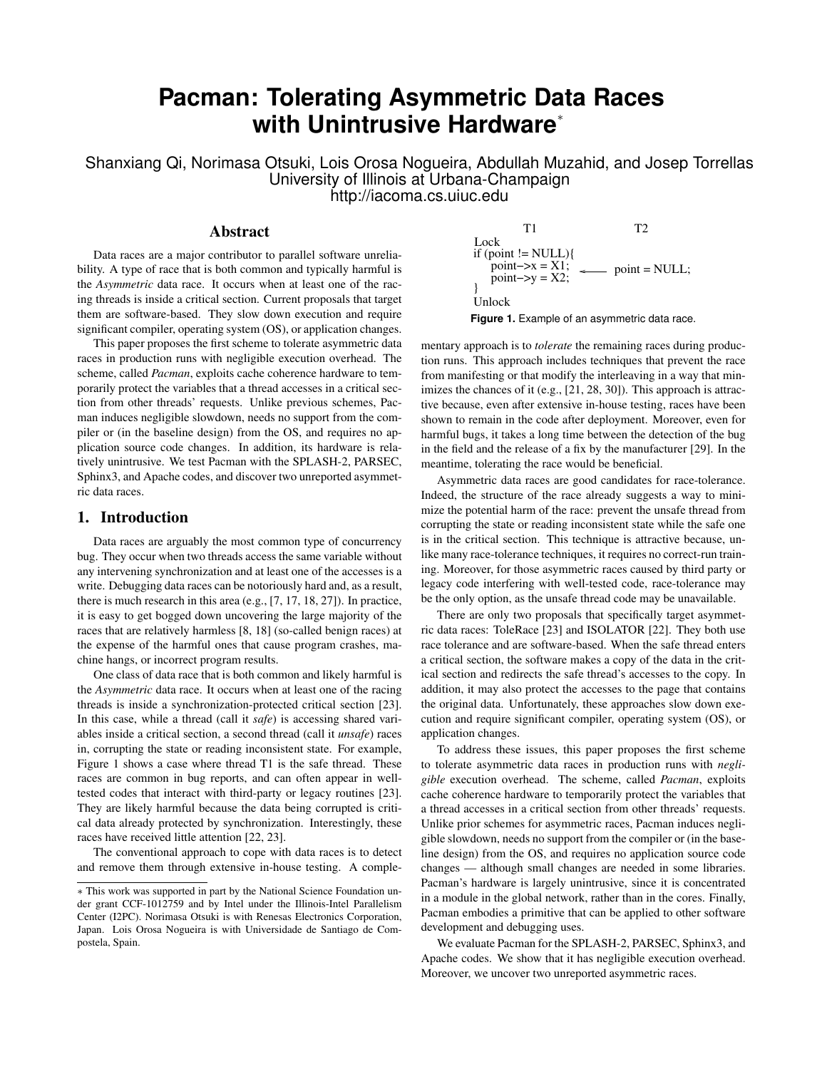# Pacman: Tolerating Asymmetric Data Races with Unintrusive Hardware*

Shanxiang Qi, Norimasa Otsuki, Lois Orosa Nogueira, Abdullah Muzahid, and Josep Torrellas
University of Illinois at Urbana-Champaign
http://iacoma.cs.uiuc.edu

## Abstract

Data races are a major contributor to parallel software unreliability. A type of race that is both common and typically harmful is the *Asymmetric* data race. It occurs when at least one of the racing threads is inside a critical section. Current proposals that target them are software-based. They slow down execution and require significant compiler, operating system (OS), or application changes.

This paper proposes the first scheme to tolerate asymmetric data races in production runs with negligible execution overhead. The scheme, called *Pacman*, exploits cache coherence hardware to temporarily protect the variables that a thread accesses in a critical section from other threads' requests. Unlike previous schemes, Pacman induces negligible slowdown, needs no support from the compiler or (in the baseline design) from the OS, and requires no application source code changes. In addition, its hardware is relatively unintrusive. We test Pacman with the SPLASH-2, PARSEC, Sphinx3, and Apache codes, and discover two unreported asymmetric data races.

## 1. Introduction

Data races are arguably the most common type of concurrency bug. They occur when two threads access the same variable without any intervening synchronization and at least one of the accesses is a write. Debugging data races can be notoriously hard and, as a result, there is much research in this area (e.g., [7, 17, 18, 27]). In practice, it is easy to get bogged down uncovering the large majority of the races that are relatively harmless [8, 18] (so-called benign races) at the expense of the harmful ones that cause program crashes, machine hangs, or incorrect program results.

One class of data race that is both common and likely harmful is the *Asymmetric* data race. It occurs when at least one of the racing threads is inside a synchronization-protected critical section [23]. In this case, while a thread (call it *safe*) is accessing shared variables inside a critical section, a second thread (call it *unsafe*) races in, corrupting the state or reading inconsistent state. For example, Figure 1 shows a case where thread T1 is the safe thread. These races are common in bug reports, and can often appear in well-tested codes that interact with third-party or legacy routines [23]. They are likely harmful because the data being corrupted is critical data already protected by synchronization. Interestingly, these races have received little attention [22, 23].

The conventional approach to cope with data races is to detect and remove them through extensive in-house testing. A complementary approach is to *tolerate* the remaining races during production runs. This approach includes techniques that prevent the race from manifesting or that modify the interleaving in a way that minimizes the chances of it (e.g., [21, 28, 30]). This approach is attractive because, even after extensive in-house testing, races have been shown to remain in the code after deployment. Moreover, even for harmful bugs, it takes a long time between the detection of the bug in the field and the release of a fix by the manufacturer [29]. In the meantime, tolerating the race would be beneficial.

```
            T1                          T2
Lock
if (point != NULL){
    point->x = X1;      <----     point = NULL;
    point->y = X2;
}
Unlock
```

**Figure 1.** Example of an asymmetric data race.

Asymmetric data races are good candidates for race-tolerance. Indeed, the structure of the race already suggests a way to minimize the potential harm of the race: prevent the unsafe thread from corrupting the state or reading inconsistent state while the safe one is in the critical section. This technique is attractive because, unlike many race-tolerance techniques, it requires no correct-run training. Moreover, for those asymmetric races caused by third party or legacy code interfering with well-tested code, race-tolerance may be the only option, as the unsafe thread code may be unavailable.

There are only two proposals that specifically target asymmetric data races: ToleRace [23] and ISOLATOR [22]. They both use race tolerance and are software-based. When the safe thread enters a critical section, the software makes a copy of the data in the critical section and redirects the safe thread's accesses to the copy. In addition, it may also protect the accesses to the page that contains the original data. Unfortunately, these approaches slow down execution and require significant compiler, operating system (OS), or application changes.

To address these issues, this paper proposes the first scheme to tolerate asymmetric data races in production runs with *negligible* execution overhead. The scheme, called *Pacman*, exploits cache coherence hardware to temporarily protect the variables that a thread accesses in a critical section from other threads' requests. Unlike prior schemes for asymmetric races, Pacman induces negligible slowdown, needs no support from the compiler or (in the baseline design) from the OS, and requires no application source code changes — although small changes are needed in some libraries. Pacman's hardware is largely unintrusive, since it is concentrated in a module in the global network, rather than in the cores. Finally, Pacman embodies a primitive that can be applied to other software development and debugging uses.

We evaluate Pacman for the SPLASH-2, PARSEC, Sphinx3, and Apache codes. We show that it has negligible execution overhead. Moreover, we uncover two unreported asymmetric races.

* This work was supported in part by the National Science Foundation under grant CCF-1012759 and by Intel under the Illinois-Intel Parallelism Center (I2PC). Norimasa Otsuki is with Renesas Electronics Corporation, Japan. Lois Orosa Nogueira is with Universidade de Santiago de Compostela, Spain.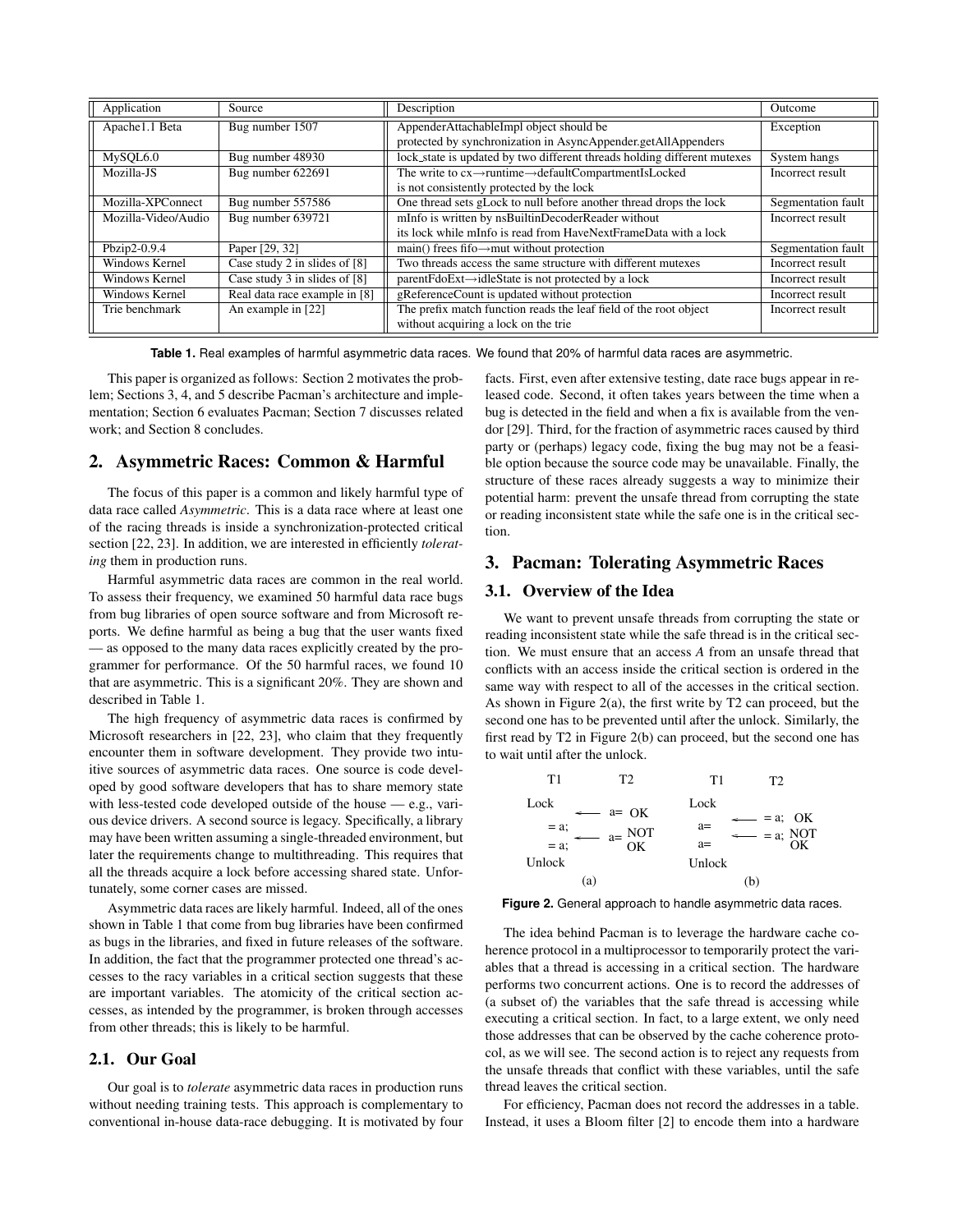| Application | Source | Description | Outcome |
| --- | --- | --- | --- |
| Apache1.1 Beta | Bug number 1507 | AppenderAttachableImpl object should be protected by synchronization in AsyncAppender.getAllAppenders | Exception |
| MySQL6.0 | Bug number 48930 | lock_state is updated by two different threads holding different mutexes | System hangs |
| Mozilla-JS | Bug number 622691 | The write to cx→runtime→defaultCompartmentIsLocked is not consistently protected by the lock | Incorrect result |
| Mozilla-XPConnect | Bug number 557586 | One thread sets gLock to null before another thread drops the lock | Segmentation fault |
| Mozilla-Video/Audio | Bug number 639721 | mInfo is written by nsBuiltinDecoderReader without its lock while mInfo is read from HaveNextFrameData with a lock | Incorrect result |
| Pbzip2-0.9.4 | Paper [29, 32] | main() frees fifo→mut without protection | Segmentation fault |
| Windows Kernel | Case study 2 in slides of [8] | Two threads access the same structure with different mutexes | Incorrect result |
| Windows Kernel | Case study 3 in slides of [8] | parentFdoExt→idleState is not protected by a lock | Incorrect result |
| Windows Kernel | Real data race example in [8] | gReferenceCount is updated without protection | Incorrect result |
| Trie benchmark | An example in [22] | The prefix match function reads the leaf field of the root object without acquiring a lock on the trie | Incorrect result |

**Table 1.** Real examples of harmful asymmetric data races. We found that 20% of harmful data races are asymmetric.

This paper is organized as follows: Section 2 motivates the problem; Sections 3, 4, and 5 describe Pacman's architecture and implementation; Section 6 evaluates Pacman; Section 7 discusses related work; and Section 8 concludes.

## 2. Asymmetric Races: Common & Harmful

The focus of this paper is a common and likely harmful type of data race called *Asymmetric*. This is a data race where at least one of the racing threads is inside a synchronization-protected critical section [22, 23]. In addition, we are interested in efficiently *tolerating* them in production runs.

Harmful asymmetric data races are common in the real world. To assess their frequency, we examined 50 harmful data race bugs from bug libraries of open source software and from Microsoft reports. We define harmful as being a bug that the user wants fixed — as opposed to the many data races explicitly created by the programmer for performance. Of the 50 harmful races, we found 10 that are asymmetric. This is a significant 20%. They are shown and described in Table 1.

The high frequency of asymmetric data races is confirmed by Microsoft researchers in [22, 23], who claim that they frequently encounter them in software development. They provide two intuitive sources of asymmetric data races. One source is code developed by good software developers that has to share memory state with less-tested code developed outside of the house — e.g., various device drivers. A second source is legacy. Specifically, a library may have been written assuming a single-threaded environment, but later the requirements change to multithreading. This requires that all the threads acquire a lock before accessing shared state. Unfortunately, some corner cases are missed.

Asymmetric data races are likely harmful. Indeed, all of the ones shown in Table 1 that come from bug libraries have been confirmed as bugs in the libraries, and fixed in future releases of the software. In addition, the fact that the programmer protected one thread's accesses to the racy variables in a critical section suggests that these are important variables. The atomicity of the critical section accesses, as intended by the programmer, is broken through accesses from other threads; this is likely to be harmful.

### 2.1. Our Goal

Our goal is to *tolerate* asymmetric data races in production runs without needing training tests. This approach is complementary to conventional in-house data-race debugging. It is motivated by four facts. First, even after extensive testing, date race bugs appear in released code. Second, it often takes years between the time when a bug is detected in the field and when a fix is available from the vendor [29]. Third, for the fraction of asymmetric races caused by third party or (perhaps) legacy code, fixing the bug may not be a feasible option because the source code may be unavailable. Finally, the structure of these races already suggests a way to minimize their potential harm: prevent the unsafe thread from corrupting the state or reading inconsistent state while the safe one is in the critical section.

## 3. Pacman: Tolerating Asymmetric Races

### 3.1. Overview of the Idea

We want to prevent unsafe threads from corrupting the state or reading inconsistent state while the safe thread is in the critical section. We must ensure that an access *A* from an unsafe thread that conflicts with an access inside the critical section is ordered in the same way with respect to all of the accesses in the critical section. As shown in Figure 2(a), the first write by T2 can proceed, but the second one has to be prevented until after the unlock. Similarly, the first read by T2 in Figure 2(b) can proceed, but the second one has to wait until after the unlock.

```
   T1          T2                  T1          T2

 Lock                            Lock
        <---  a=  OK                    <---  = a;  OK
  = a;                            a=
        <---  a=  NOT                   <---  = a;  NOT
  = a;            OK              a=                OK
 Unlock                          Unlock

          (a)                              (b)
```

**Figure 2.** General approach to handle asymmetric data races.

The idea behind Pacman is to leverage the hardware cache coherence protocol in a multiprocessor to temporarily protect the variables that a thread is accessing in a critical section. The hardware performs two concurrent actions. One is to record the addresses of (a subset of) the variables that the safe thread is accessing while executing a critical section. In fact, to a large extent, we only need those addresses that can be observed by the cache coherence protocol, as we will see. The second action is to reject any requests from the unsafe threads that conflict with these variables, until the safe thread leaves the critical section.

For efficiency, Pacman does not record the addresses in a table. Instead, it uses a Bloom filter [2] to encode them into a hardware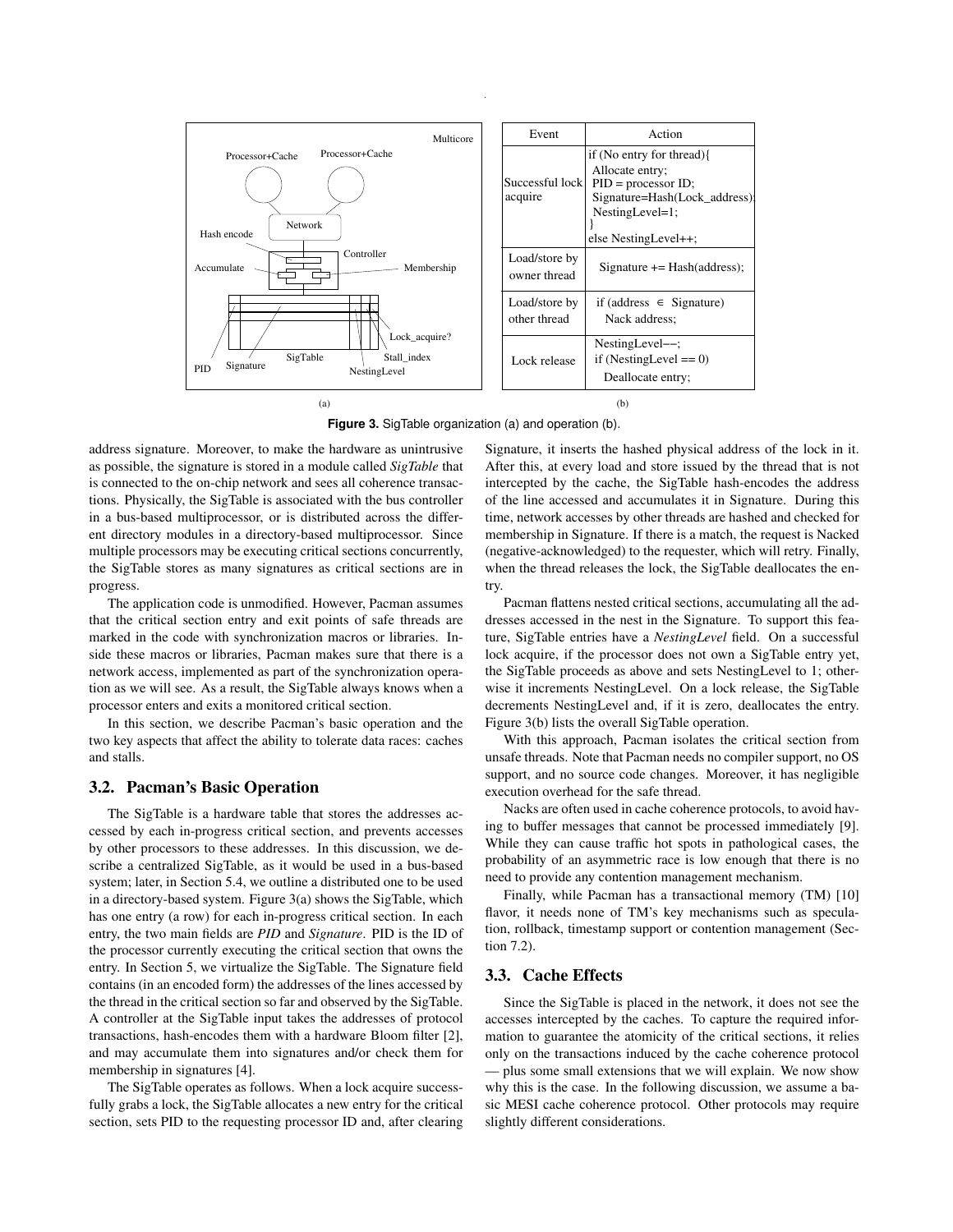| Event | Action |
| --- | --- |
| Successful lock acquire | if (No entry for thread){ Allocate entry; PID = processor ID; Signature=Hash(Lock_address); NestingLevel=1; } else NestingLevel++; |
| Load/store by owner thread | Signature += Hash(address); |
| Load/store by other thread | if (address ∈ Signature) Nack address; |
| Lock release | NestingLevel−−; if (NestingLevel == 0) Deallocate entry; |

(a) (b)

**Figure 3.** SigTable organization (a) and operation (b).

address signature. Moreover, to make the hardware as unintrusive as possible, the signature is stored in a module called *SigTable* that is connected to the on-chip network and sees all coherence transactions. Physically, the SigTable is associated with the bus controller in a bus-based multiprocessor, or is distributed across the different directory modules in a directory-based multiprocessor. Since multiple processors may be executing critical sections concurrently, the SigTable stores as many signatures as critical sections are in progress.

The application code is unmodified. However, Pacman assumes that the critical section entry and exit points of safe threads are marked in the code with synchronization macros or libraries. Inside these macros or libraries, Pacman makes sure that there is a network access, implemented as part of the synchronization operation as we will see. As a result, the SigTable always knows when a processor enters and exits a monitored critical section.

In this section, we describe Pacman's basic operation and the two key aspects that affect the ability to tolerate data races: caches and stalls.

## 3.2. Pacman's Basic Operation

The SigTable is a hardware table that stores the addresses accessed by each in-progress critical section, and prevents accesses by other processors to these addresses. In this discussion, we describe a centralized SigTable, as it would be used in a bus-based system; later, in Section 5.4, we outline a distributed one to be used in a directory-based system. Figure 3(a) shows the SigTable, which has one entry (a row) for each in-progress critical section. In each entry, the two main fields are *PID* and *Signature*. PID is the ID of the processor currently executing the critical section that owns the entry. In Section 5, we virtualize the SigTable. The Signature field contains (in an encoded form) the addresses of the lines accessed by the thread in the critical section so far and observed by the SigTable. A controller at the SigTable input takes the addresses of protocol transactions, hash-encodes them with a hardware Bloom filter [2], and may accumulate them into signatures and/or check them for membership in signatures [4].

The SigTable operates as follows. When a lock acquire successfully grabs a lock, the SigTable allocates a new entry for the critical section, sets PID to the requesting processor ID and, after clearing Signature, it inserts the hashed physical address of the lock in it. After this, at every load and store issued by the thread that is not intercepted by the cache, the SigTable hash-encodes the address of the line accessed and accumulates it in Signature. During this time, network accesses by other threads are hashed and checked for membership in Signature. If there is a match, the request is Nacked (negative-acknowledged) to the requester, which will retry. Finally, when the thread releases the lock, the SigTable deallocates the entry.

Pacman flattens nested critical sections, accumulating all the addresses accessed in the nest in the Signature. To support this feature, SigTable entries have a *NestingLevel* field. On a successful lock acquire, if the processor does not own a SigTable entry yet, the SigTable proceeds as above and sets NestingLevel to 1; otherwise it increments NestingLevel. On a lock release, the SigTable decrements NestingLevel and, if it is zero, deallocates the entry. Figure 3(b) lists the overall SigTable operation.

With this approach, Pacman isolates the critical section from unsafe threads. Note that Pacman needs no compiler support, no OS support, and no source code changes. Moreover, it has negligible execution overhead for the safe thread.

Nacks are often used in cache coherence protocols, to avoid having to buffer messages that cannot be processed immediately [9]. While they can cause traffic hot spots in pathological cases, the probability of an asymmetric race is low enough that there is no need to provide any contention management mechanism.

Finally, while Pacman has a transactional memory (TM) [10] flavor, it needs none of TM's key mechanisms such as speculation, rollback, timestamp support or contention management (Section 7.2).

## 3.3. Cache Effects

Since the SigTable is placed in the network, it does not see the accesses intercepted by the caches. To capture the required information to guarantee the atomicity of the critical sections, it relies only on the transactions induced by the cache coherence protocol — plus some small extensions that we will explain. We now show why this is the case. In the following discussion, we assume a basic MESI cache coherence protocol. Other protocols may require slightly different considerations.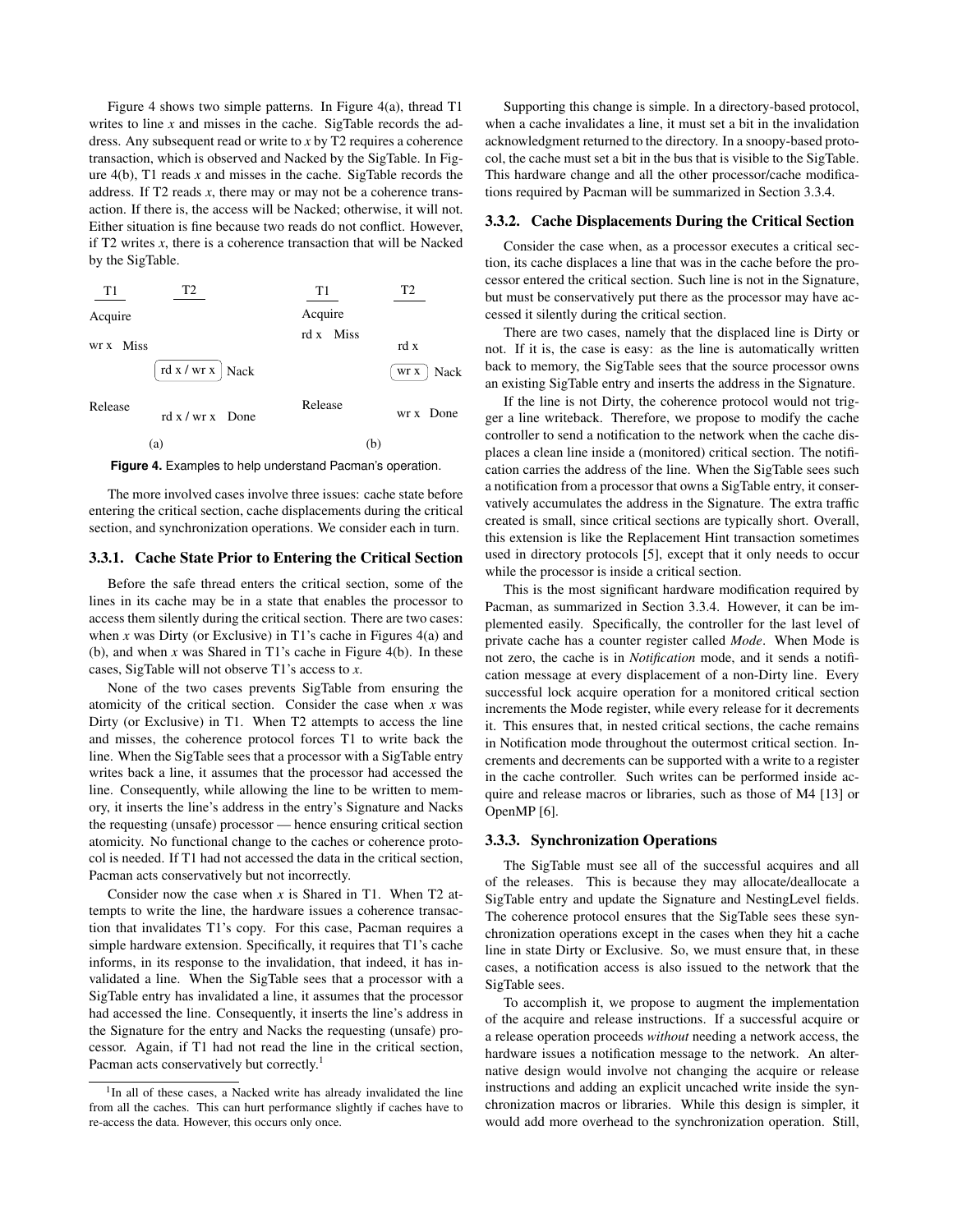Figure 4 shows two simple patterns. In Figure 4(a), thread T1 writes to line *x* and misses in the cache. SigTable records the address. Any subsequent read or write to *x* by T2 requires a coherence transaction, which is observed and Nacked by the SigTable. In Figure 4(b), T1 reads *x* and misses in the cache. SigTable records the address. If T2 reads *x*, there may or may not be a coherence transaction. If there is, the access will be Nacked; otherwise, it will not. Either situation is fine because two reads do not conflict. However, if T2 writes *x*, there is a coherence transaction that will be Nacked by the SigTable.

| T1 | T2 | | T1 | T2 |
|---|---|---|---|---|
| Acquire | | | Acquire | |
| wr x Miss | | | rd x Miss | rd x |
| | rd x / wr x Nack | | | wr x Nack |
| Release | rd x / wr x Done | | Release | wr x Done |
| | (a) | | (b) | |

**Figure 4.** Examples to help understand Pacman's operation.

The more involved cases involve three issues: cache state before entering the critical section, cache displacements during the critical section, and synchronization operations. We consider each in turn.

### 3.3.1. Cache State Prior to Entering the Critical Section

Before the safe thread enters the critical section, some of the lines in its cache may be in a state that enables the processor to access them silently during the critical section. There are two cases: when *x* was Dirty (or Exclusive) in T1's cache in Figures 4(a) and (b), and when *x* was Shared in T1's cache in Figure 4(b). In these cases, SigTable will not observe T1's access to *x*.

None of the two cases prevents SigTable from ensuring the atomicity of the critical section. Consider the case when *x* was Dirty (or Exclusive) in T1. When T2 attempts to access the line and misses, the coherence protocol forces T1 to write back the line. When the SigTable sees that a processor with a SigTable entry writes back a line, it assumes that the processor had accessed the line. Consequently, while allowing the line to be written to memory, it inserts the line's address in the entry's Signature and Nacks the requesting (unsafe) processor — hence ensuring critical section atomicity. No functional change to the caches or coherence protocol is needed. If T1 had not accessed the data in the critical section, Pacman acts conservatively but not incorrectly.

Consider now the case when *x* is Shared in T1. When T2 attempts to write the line, the hardware issues a coherence transaction that invalidates T1's copy. For this case, Pacman requires a simple hardware extension. Specifically, it requires that T1's cache informs, in its response to the invalidation, that indeed, it has invalidated a line. When the SigTable sees that a processor with a SigTable entry has invalidated a line, it assumes that the processor had accessed the line. Consequently, it inserts the line's address in the Signature for the entry and Nacks the requesting (unsafe) processor. Again, if T1 had not read the line in the critical section, Pacman acts conservatively but correctly.[1]

[1] In all of these cases, a Nacked write has already invalidated the line from all the caches. This can hurt performance slightly if caches have to re-access the data. However, this occurs only once.

Supporting this change is simple. In a directory-based protocol, when a cache invalidates a line, it must set a bit in the invalidation acknowledgment returned to the directory. In a snoopy-based protocol, the cache must set a bit in the bus that is visible to the SigTable. This hardware change and all the other processor/cache modifications required by Pacman will be summarized in Section 3.3.4.

### 3.3.2. Cache Displacements During the Critical Section

Consider the case when, as a processor executes a critical section, its cache displaces a line that was in the cache before the processor entered the critical section. Such line is not in the Signature, but must be conservatively put there as the processor may have accessed it silently during the critical section.

There are two cases, namely that the displaced line is Dirty or not. If it is, the case is easy: as the line is automatically written back to memory, the SigTable sees that the source processor owns an existing SigTable entry and inserts the address in the Signature.

If the line is not Dirty, the coherence protocol would not trigger a line writeback. Therefore, we propose to modify the cache controller to send a notification to the network when the cache displaces a clean line inside a (monitored) critical section. The notification carries the address of the line. When the SigTable sees such a notification from a processor that owns a SigTable entry, it conservatively accumulates the address in the Signature. The extra traffic created is small, since critical sections are typically short. Overall, this extension is like the Replacement Hint transaction sometimes used in directory protocols [5], except that it only needs to occur while the processor is inside a critical section.

This is the most significant hardware modification required by Pacman, as summarized in Section 3.3.4. However, it can be implemented easily. Specifically, the controller for the last level of private cache has a counter register called *Mode*. When Mode is not zero, the cache is in *Notification* mode, and it sends a notification message at every displacement of a non-Dirty line. Every successful lock acquire operation for a monitored critical section increments the Mode register, while every release for it decrements it. This ensures that, in nested critical sections, the cache remains in Notification mode throughout the outermost critical section. Increments and decrements can be supported with a write to a register in the cache controller. Such writes can be performed inside acquire and release macros or libraries, such as those of M4 [13] or OpenMP [6].

### 3.3.3. Synchronization Operations

The SigTable must see all of the successful acquires and all of the releases. This is because they may allocate/deallocate a SigTable entry and update the Signature and NestingLevel fields. The coherence protocol ensures that the SigTable sees these synchronization operations except in the cases when they hit a cache line in state Dirty or Exclusive. So, we must ensure that, in these cases, a notification access is also issued to the network that the SigTable sees.

To accomplish it, we propose to augment the implementation of the acquire and release instructions. If a successful acquire or a release operation proceeds *without* needing a network access, the hardware issues a notification message to the network. An alternative design would involve not changing the acquire or release instructions and adding an explicit uncached write inside the synchronization macros or libraries. While this design is simpler, it would add more overhead to the synchronization operation. Still,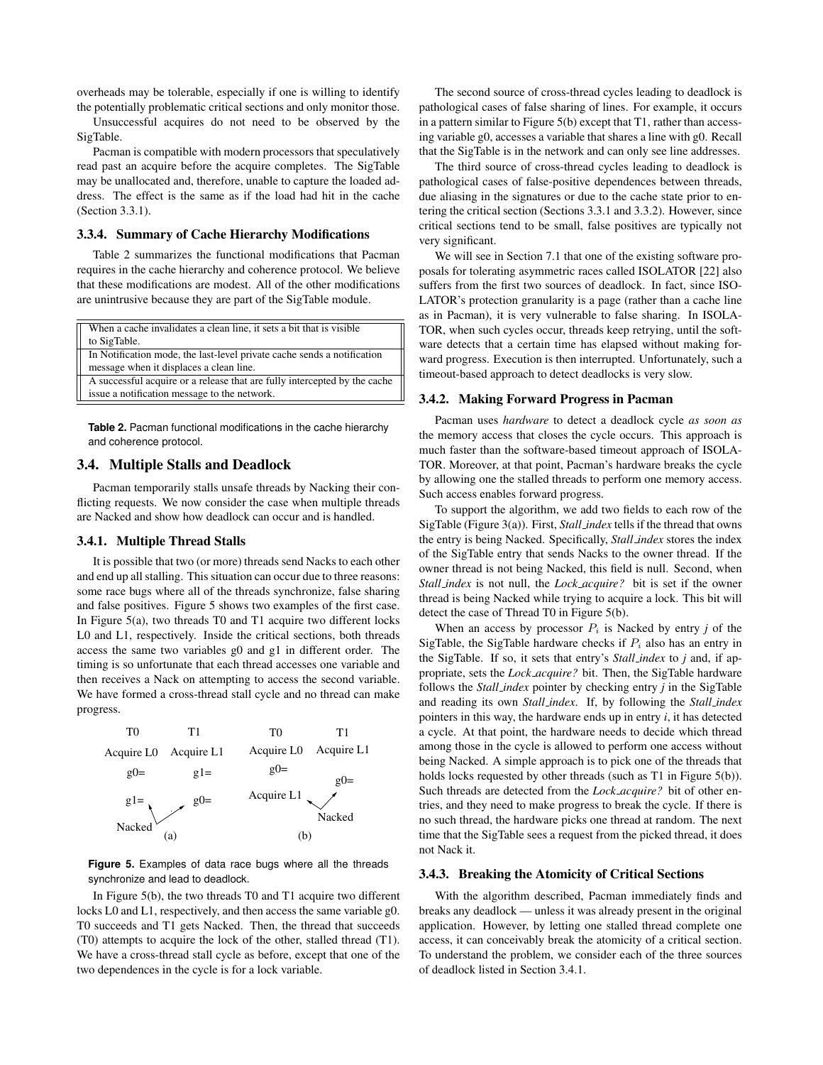overheads may be tolerable, especially if one is willing to identify the potentially problematic critical sections and only monitor those.

Unsuccessful acquires do not need to be observed by the SigTable.

Pacman is compatible with modern processors that speculatively read past an acquire before the acquire completes. The SigTable may be unallocated and, therefore, unable to capture the loaded address. The effect is the same as if the load had hit in the cache (Section 3.3.1).

#### 3.3.4. Summary of Cache Hierarchy Modifications

Table 2 summarizes the functional modifications that Pacman requires in the cache hierarchy and coherence protocol. We believe that these modifications are modest. All of the other modifications are unintrusive because they are part of the SigTable module.

| |
|---|
| When a cache invalidates a clean line, it sets a bit that is visible to SigTable. |
| In Notification mode, the last-level private cache sends a notification message when it displaces a clean line. |
| A successful acquire or a release that are fully intercepted by the cache issue a notification message to the network. |

**Table 2.** Pacman functional modifications in the cache hierarchy and coherence protocol.

### 3.4. Multiple Stalls and Deadlock

Pacman temporarily stalls unsafe threads by Nacking their conflicting requests. We now consider the case when multiple threads are Nacked and show how deadlock can occur and is handled.

#### 3.4.1. Multiple Thread Stalls

It is possible that two (or more) threads send Nacks to each other and end up all stalling. This situation can occur due to three reasons: some race bugs where all of the threads synchronize, false sharing and false positives. Figure 5 shows two examples of the first case. In Figure 5(a), two threads T0 and T1 acquire two different locks L0 and L1, respectively. Inside the critical sections, both threads access the same two variables g0 and g1 in different order. The timing is so unfortunate that each thread accesses one variable and then receives a Nack on attempting to access the second variable. We have formed a cross-thread stall cycle and no thread can make progress.

| T0 | T1 | | T0 | T1 |
|---|---|---|---|---|
| Acquire L0 | Acquire L1 | | Acquire L0 | Acquire L1 |
| g0= | g1= | | g0= | |
| g1= | g0= | | Acquire L1 | g0= |
| Nacked | | | | Nacked |
| (a) | | | (b) | |

**Figure 5.** Examples of data race bugs where all the threads synchronize and lead to deadlock.

In Figure 5(b), the two threads T0 and T1 acquire two different locks L0 and L1, respectively, and then access the same variable g0. T0 succeeds and T1 gets Nacked. Then, the thread that succeeds (T0) attempts to acquire the lock of the other, stalled thread (T1). We have a cross-thread stall cycle as before, except that one of the two dependences in the cycle is for a lock variable.

The second source of cross-thread cycles leading to deadlock is pathological cases of false sharing of lines. For example, it occurs in a pattern similar to Figure 5(b) except that T1, rather than accessing variable g0, accesses a variable that shares a line with g0. Recall that the SigTable is in the network and can only see line addresses.

The third source of cross-thread cycles leading to deadlock is pathological cases of false-positive dependences between threads, due aliasing in the signatures or due to the cache state prior to entering the critical section (Sections 3.3.1 and 3.3.2). However, since critical sections tend to be small, false positives are typically not very significant.

We will see in Section 7.1 that one of the existing software proposals for tolerating asymmetric races called ISOLATOR [22] also suffers from the first two sources of deadlock. In fact, since ISOLATOR's protection granularity is a page (rather than a cache line as in Pacman), it is very vulnerable to false sharing. In ISOLATOR, when such cycles occur, threads keep retrying, until the software detects that a certain time has elapsed without making forward progress. Execution is then interrupted. Unfortunately, such a timeout-based approach to detect deadlocks is very slow.

#### 3.4.2. Making Forward Progress in Pacman

Pacman uses *hardware* to detect a deadlock cycle *as soon as* the memory access that closes the cycle occurs. This approach is much faster than the software-based timeout approach of ISOLATOR. Moreover, at that point, Pacman's hardware breaks the cycle by allowing one the stalled threads to perform one memory access. Such access enables forward progress.

To support the algorithm, we add two fields to each row of the SigTable (Figure 3(a)). First, *Stall_index* tells if the thread that owns the entry is being Nacked. Specifically, *Stall_index* stores the index of the SigTable entry that sends Nacks to the owner thread. If the owner thread is not being Nacked, this field is null. Second, when *Stall_index* is not null, the *Lock_acquire?* bit is set if the owner thread is being Nacked while trying to acquire a lock. This bit will detect the case of Thread T0 in Figure 5(b).

When an access by processor $P_i$ is Nacked by entry $j$ of the SigTable, the SigTable hardware checks if $P_i$ also has an entry in the SigTable. If so, it sets that entry's *Stall_index* to $j$ and, if appropriate, sets the *Lock_acquire?* bit. Then, the SigTable hardware follows the *Stall_index* pointer by checking entry $j$ in the SigTable and reading its own *Stall_index*. If, by following the *Stall_index* pointers in this way, the hardware ends up in entry $i$, it has detected a cycle. At that point, the hardware needs to decide which thread among those in the cycle is allowed to perform one access without being Nacked. A simple approach is to pick one of the threads that holds locks requested by other threads (such as T1 in Figure 5(b)). Such threads are detected from the *Lock_acquire?* bit of other entries, and they need to make progress to break the cycle. If there is no such thread, the hardware picks one thread at random. The next time that the SigTable sees a request from the picked thread, it does not Nack it.

#### 3.4.3. Breaking the Atomicity of Critical Sections

With the algorithm described, Pacman immediately finds and breaks any deadlock — unless it was already present in the original application. However, by letting one stalled thread complete one access, it can conceivably break the atomicity of a critical section. To understand the problem, we consider each of the three sources of deadlock listed in Section 3.4.1.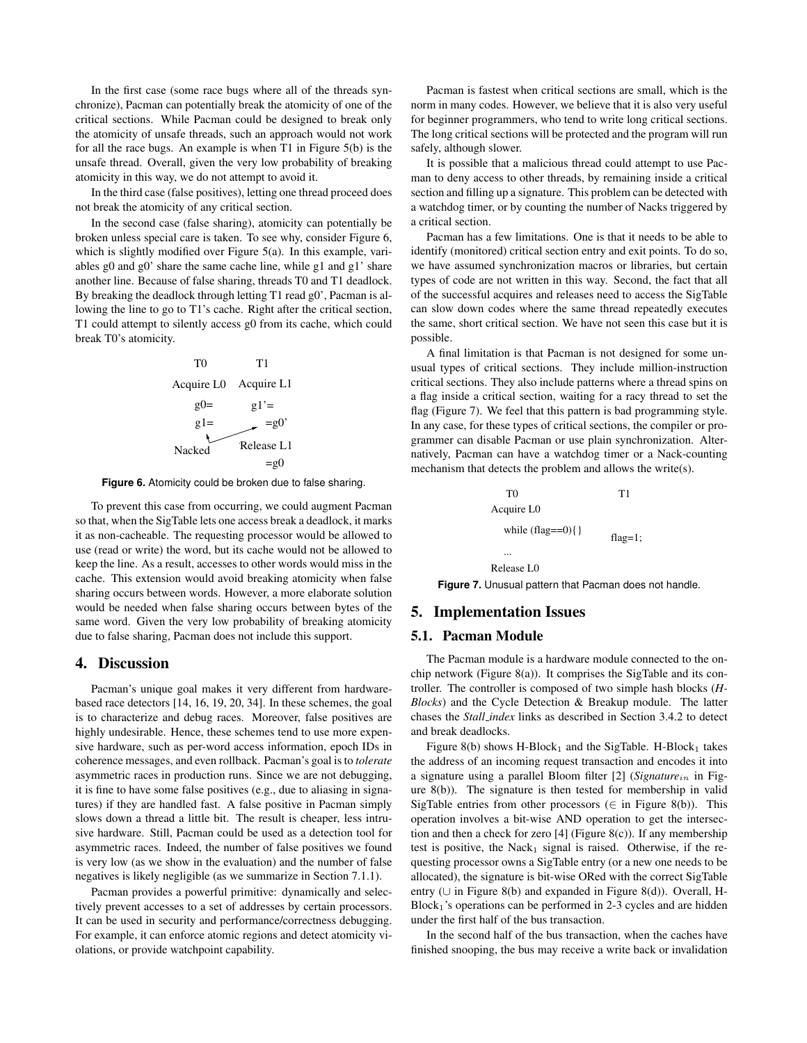In the first case (some race bugs where all of the threads synchronize), Pacman can potentially break the atomicity of one of the critical sections. While Pacman could be designed to break only the atomicity of unsafe threads, such an approach would not work for all the race bugs. An example is when T1 in Figure 5(b) is the unsafe thread. Overall, given the very low probability of breaking atomicity in this way, we do not attempt to avoid it.

In the third case (false positives), letting one thread proceed does not break the atomicity of any critical section.

In the second case (false sharing), atomicity can potentially be broken unless special care is taken. To see why, consider Figure 6, which is slightly modified over Figure 5(a). In this example, variables g0 and g0' share the same cache line, while g1 and g1' share another line. Because of false sharing, threads T0 and T1 deadlock. By breaking the deadlock through letting T1 read g0', Pacman is allowing the line to go to T1's cache. Right after the critical section, T1 could attempt to silently access g0 from its cache, which could break T0's atomicity.

```
T0              T1
Acquire L0      Acquire L1
  g0=             g1'=
  g1=               =g0'
Nacked          Release L1
                    =g0
```

**Figure 6.** Atomicity could be broken due to false sharing.

To prevent this case from occurring, we could augment Pacman so that, when the SigTable lets one access break a deadlock, it marks it as non-cacheable. The requesting processor would be allowed to use (read or write) the word, but its cache would not be allowed to keep the line. As a result, accesses to other words would miss in the cache. This extension would avoid breaking atomicity when false sharing occurs between words. However, a more elaborate solution would be needed when false sharing occurs between bytes of the same word. Given the very low probability of breaking atomicity due to false sharing, Pacman does not include this support.

## 4. Discussion

Pacman's unique goal makes it very different from hardware-based race detectors [14, 16, 19, 20, 34]. In these schemes, the goal is to characterize and debug races. Moreover, false positives are highly undesirable. Hence, these schemes tend to use more expensive hardware, such as per-word access information, epoch IDs in coherence messages, and even rollback. Pacman's goal is to *tolerate* asymmetric races in production runs. Since we are not debugging, it is fine to have some false positives (e.g., due to aliasing in signatures) if they are handled fast. A false positive in Pacman simply slows down a thread a little bit. The result is cheaper, less intrusive hardware. Still, Pacman could be used as a detection tool for asymmetric races. Indeed, the number of false positives we found is very low (as we show in the evaluation) and the number of false negatives is likely negligible (as we summarize in Section 7.1.1).

Pacman provides a powerful primitive: dynamically and selectively prevent accesses to a set of addresses by certain processors. It can be used in security and performance/correctness debugging. For example, it can enforce atomic regions and detect atomicity violations, or provide watchpoint capability.

Pacman is fastest when critical sections are small, which is the norm in many codes. However, we believe that it is also very useful for beginner programmers, who tend to write long critical sections. The long critical sections will be protected and the program will run safely, although slower.

It is possible that a malicious thread could attempt to use Pacman to deny access to other threads, by remaining inside a critical section and filling up a signature. This problem can be detected with a watchdog timer, or by counting the number of Nacks triggered by a critical section.

Pacman has a few limitations. One is that it needs to be able to identify (monitored) critical section entry and exit points. To do so, we have assumed synchronization macros or libraries, but certain types of code are not written in this way. Second, the fact that all of the successful acquires and releases need to access the SigTable can slow down codes where the same thread repeatedly executes the same, short critical section. We have not seen this case but it is possible.

A final limitation is that Pacman is not designed for some unusual types of critical sections. They include million-instruction critical sections. They also include patterns where a thread spins on a flag inside a critical section, waiting for a racy thread to set the flag (Figure 7). We feel that this pattern is bad programming style. In any case, for these types of critical sections, the compiler or programmer can disable Pacman or use plain synchronization. Alternatively, Pacman can have a watchdog timer or a Nack-counting mechanism that detects the problem and allows the write(s).

```
T0                        T1
Acquire L0
  while (flag==0){}       flag=1;
  ...
Release L0
```

**Figure 7.** Unusual pattern that Pacman does not handle.

## 5. Implementation Issues

### 5.1. Pacman Module

The Pacman module is a hardware module connected to the on-chip network (Figure 8(a)). It comprises the SigTable and its controller. The controller is composed of two simple hash blocks (*H-Blocks*) and the Cycle Detection & Breakup module. The latter chases the *Stall_index* links as described in Section 3.4.2 to detect and break deadlocks.

Figure 8(b) shows H-Block$_1$ and the SigTable. H-Block$_1$ takes the address of an incoming request transaction and encodes it into a signature using a parallel Bloom filter [2] (*Signature*$_{in}$ in Figure 8(b)). The signature is then tested for membership in valid SigTable entries from other processors ($\in$ in Figure 8(b)). This operation involves a bit-wise AND operation to get the intersection and then a check for zero [4] (Figure 8(c)). If any membership test is positive, the Nack$_1$ signal is raised. Otherwise, if the requesting processor owns a SigTable entry (or a new one needs to be allocated), the signature is bit-wise ORed with the correct SigTable entry ($\cup$ in Figure 8(b) and expanded in Figure 8(d)). Overall, H-Block$_1$'s operations can be performed in 2-3 cycles and are hidden under the first half of the bus transaction.

In the second half of the bus transaction, when the caches have finished snooping, the bus may receive a write back or invalidation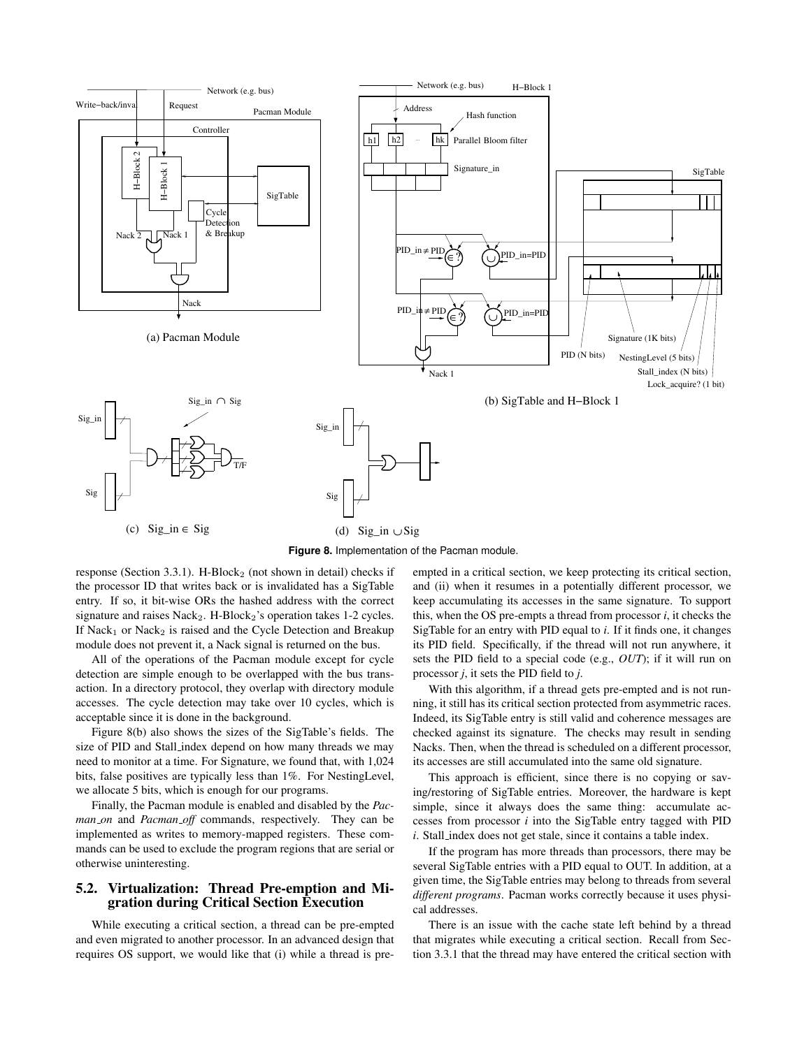Network (e.g. bus)

Write−back/inval.

Request

Pacman Module

Controller

H−Block 2

H−Block 1

SigTable

Cycle Detection & Breakup

Nack 2

Nack 1

Nack

(a) Pacman Module

Network (e.g. bus)

H−Block 1

Address

Hash function

h1 h2 ... hk Parallel Bloom filter

Signature_in

SigTable

PID_in ≠ PID

∈ ?

∪

PID_in=PID

PID_in ≠ PID

∈ ?

∪

PID_in=PID

Nack 1

PID (N bits)

Signature (1K bits)

NestingLevel (5 bits)

Stall_index (N bits)

Lock_acquire? (1 bit)

(b) SigTable and H−Block 1

Sig_in

Sig_in ∩ Sig

Sig

T/F

(c) Sig_in ∈ Sig

Sig_in

Sig

(d) Sig_in ∪ Sig

**Figure 8.** Implementation of the Pacman module.

response (Section 3.3.1). H-Block$_2$ (not shown in detail) checks if the processor ID that writes back or is invalidated has a SigTable entry. If so, it bit-wise ORs the hashed address with the correct signature and raises Nack$_2$. H-Block$_2$'s operation takes 1-2 cycles. If Nack$_1$ or Nack$_2$ is raised and the Cycle Detection and Breakup module does not prevent it, a Nack signal is returned on the bus.

All of the operations of the Pacman module except for cycle detection are simple enough to be overlapped with the bus transaction. In a directory protocol, they overlap with directory module accesses. The cycle detection may take over 10 cycles, which is acceptable since it is done in the background.

Figure 8(b) also shows the sizes of the SigTable's fields. The size of PID and Stall_index depend on how many threads we may need to monitor at a time. For Signature, we found that, with 1,024 bits, false positives are typically less than 1%. For NestingLevel, we allocate 5 bits, which is enough for our programs.

Finally, the Pacman module is enabled and disabled by the *Pacman_on* and *Pacman_off* commands, respectively. They can be implemented as writes to memory-mapped registers. These commands can be used to exclude the program regions that are serial or otherwise uninteresting.

## 5.2. Virtualization: Thread Pre-emption and Migration during Critical Section Execution

While executing a critical section, a thread can be pre-empted and even migrated to another processor. In an advanced design that requires OS support, we would like that (i) while a thread is pre-empted in a critical section, we keep protecting its critical section, and (ii) when it resumes in a potentially different processor, we keep accumulating its accesses in the same signature. To support this, when the OS pre-empts a thread from processor *i*, it checks the SigTable for an entry with PID equal to *i*. If it finds one, it changes its PID field. Specifically, if the thread will not run anywhere, it sets the PID field to a special code (e.g., *OUT*); if it will run on processor *j*, it sets the PID field to *j*.

With this algorithm, if a thread gets pre-empted and is not running, it still has its critical section protected from asymmetric races. Indeed, its SigTable entry is still valid and coherence messages are checked against its signature. The checks may result in sending Nacks. Then, when the thread is scheduled on a different processor, its accesses are still accumulated into the same old signature.

This approach is efficient, since there is no copying or saving/restoring of SigTable entries. Moreover, the hardware is kept simple, since it always does the same thing: accumulate accesses from processor *i* into the SigTable entry tagged with PID *i*. Stall_index does not get stale, since it contains a table index.

If the program has more threads than processors, there may be several SigTable entries with a PID equal to OUT. In addition, at a given time, the SigTable entries may belong to threads from several *different programs*. Pacman works correctly because it uses physical addresses.

There is an issue with the cache state left behind by a thread that migrates while executing a critical section. Recall from Section 3.3.1 that the thread may have entered the critical section with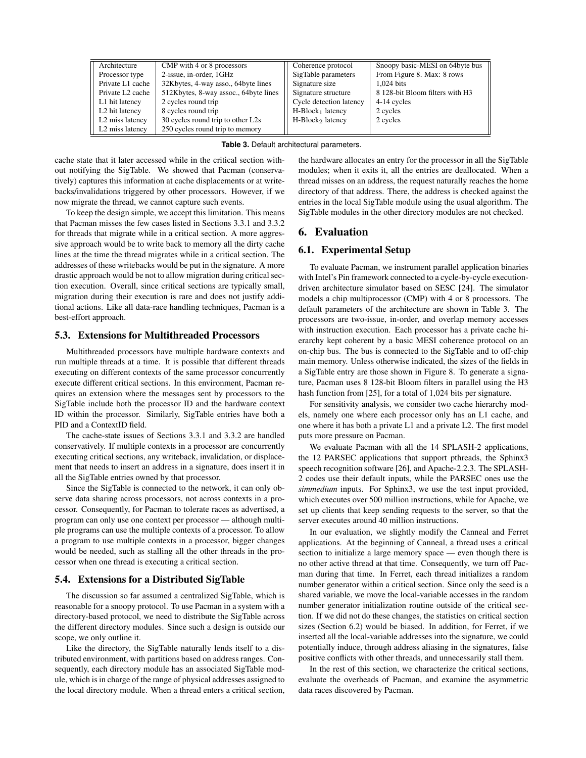| Architecture | CMP with 4 or 8 processors | Coherence protocol | Snoopy basic-MESI on 64byte bus |
|---|---|---|---|
| Processor type | 2-issue, in-order, 1GHz | SigTable parameters | From Figure 8. Max: 8 rows |
| Private L1 cache | 32Kbytes, 4-way asso., 64byte lines | Signature size | 1,024 bits |
| Private L2 cache | 512Kbytes, 8-way assoc., 64byte lines | Signature structure | 8 128-bit Bloom filters with H3 |
| L1 hit latency | 2 cycles round trip | Cycle detection latency | 4-14 cycles |
| L2 hit latency | 8 cycles round trip | $\text{H-Block}_1$ latency | 2 cycles |
| L2 miss latency | 30 cycles round trip to other L2s | $\text{H-Block}_2$ latency | 2 cycles |
| L2 miss latency | 250 cycles round trip to memory | | |

**Table 3.** Default architectural parameters.

cache state that it later accessed while in the critical section without notifying the SigTable. We showed that Pacman (conservatively) captures this information at cache displacements or at writebacks/invalidations triggered by other processors. However, if we now migrate the thread, we cannot capture such events.

To keep the design simple, we accept this limitation. This means that Pacman misses the few cases listed in Sections 3.3.1 and 3.3.2 for threads that migrate while in a critical section. A more aggressive approach would be to write back to memory all the dirty cache lines at the time the thread migrates while in a critical section. The addresses of these writebacks would be put in the signature. A more drastic approach would be not to allow migration during critical section execution. Overall, since critical sections are typically small, migration during their execution is rare and does not justify additional actions. Like all data-race handling techniques, Pacman is a best-effort approach.

### 5.3. Extensions for Multithreaded Processors

Multithreaded processors have multiple hardware contexts and run multiple threads at a time. It is possible that different threads executing on different contexts of the same processor concurrently execute different critical sections. In this environment, Pacman requires an extension where the messages sent by processors to the SigTable include both the processor ID and the hardware context ID within the processor. Similarly, SigTable entries have both a PID and a ContextID field.

The cache-state issues of Sections 3.3.1 and 3.3.2 are handled conservatively. If multiple contexts in a processor are concurrently executing critical sections, any writeback, invalidation, or displacement that needs to insert an address in a signature, does insert it in all the SigTable entries owned by that processor.

Since the SigTable is connected to the network, it can only observe data sharing across processors, not across contexts in a processor. Consequently, for Pacman to tolerate races as advertised, a program can only use one context per processor — although multiple programs can use the multiple contexts of a processor. To allow a program to use multiple contexts in a processor, bigger changes would be needed, such as stalling all the other threads in the processor when one thread is executing a critical section.

### 5.4. Extensions for a Distributed SigTable

The discussion so far assumed a centralized SigTable, which is reasonable for a snoopy protocol. To use Pacman in a system with a directory-based protocol, we need to distribute the SigTable across the different directory modules. Since such a design is outside our scope, we only outline it.

Like the directory, the SigTable naturally lends itself to a distributed environment, with partitions based on address ranges. Consequently, each directory module has an associated SigTable module, which is in charge of the range of physical addresses assigned to the local directory module. When a thread enters a critical section, the hardware allocates an entry for the processor in all the SigTable modules; when it exits it, all the entries are deallocated. When a thread misses on an address, the request naturally reaches the home directory of that address. There, the address is checked against the entries in the local SigTable module using the usual algorithm. The SigTable modules in the other directory modules are not checked.

## 6. Evaluation

### 6.1. Experimental Setup

To evaluate Pacman, we instrument parallel application binaries with Intel's Pin framework connected to a cycle-by-cycle execution-driven architecture simulator based on SESC [24]. The simulator models a chip multiprocessor (CMP) with 4 or 8 processors. The default parameters of the architecture are shown in Table 3. The processors are two-issue, in-order, and overlap memory accesses with instruction execution. Each processor has a private cache hierarchy kept coherent by a basic MESI coherence protocol on an on-chip bus. The bus is connected to the SigTable and to off-chip main memory. Unless otherwise indicated, the sizes of the fields in a SigTable entry are those shown in Figure 8. To generate a signature, Pacman uses 8 128-bit Bloom filters in parallel using the H3 hash function from [25], for a total of 1,024 bits per signature.

For sensitivity analysis, we consider two cache hierarchy models, namely one where each processor only has an L1 cache, and one where it has both a private L1 and a private L2. The first model puts more pressure on Pacman.

We evaluate Pacman with all the 14 SPLASH-2 applications, the 12 PARSEC applications that support pthreads, the Sphinx3 speech recognition software [26], and Apache-2.2.3. The SPLASH-2 codes use their default inputs, while the PARSEC ones use the *simmedium* inputs. For Sphinx3, we use the test input provided, which executes over 500 million instructions, while for Apache, we set up clients that keep sending requests to the server, so that the server executes around 40 million instructions.

In our evaluation, we slightly modify the Canneal and Ferret applications. At the beginning of Canneal, a thread uses a critical section to initialize a large memory space — even though there is no other active thread at that time. Consequently, we turn off Pacman during that time. In Ferret, each thread initializes a random number generator within a critical section. Since only the seed is a shared variable, we move the local-variable accesses in the random number generator initialization routine outside of the critical section. If we did not do these changes, the statistics on critical section sizes (Section 6.2) would be biased. In addition, for Ferret, if we inserted all the local-variable addresses into the signature, we could potentially induce, through address aliasing in the signatures, false positive conflicts with other threads, and unnecessarily stall them.

In the rest of this section, we characterize the critical sections, evaluate the overheads of Pacman, and examine the asymmetric data races discovered by Pacman.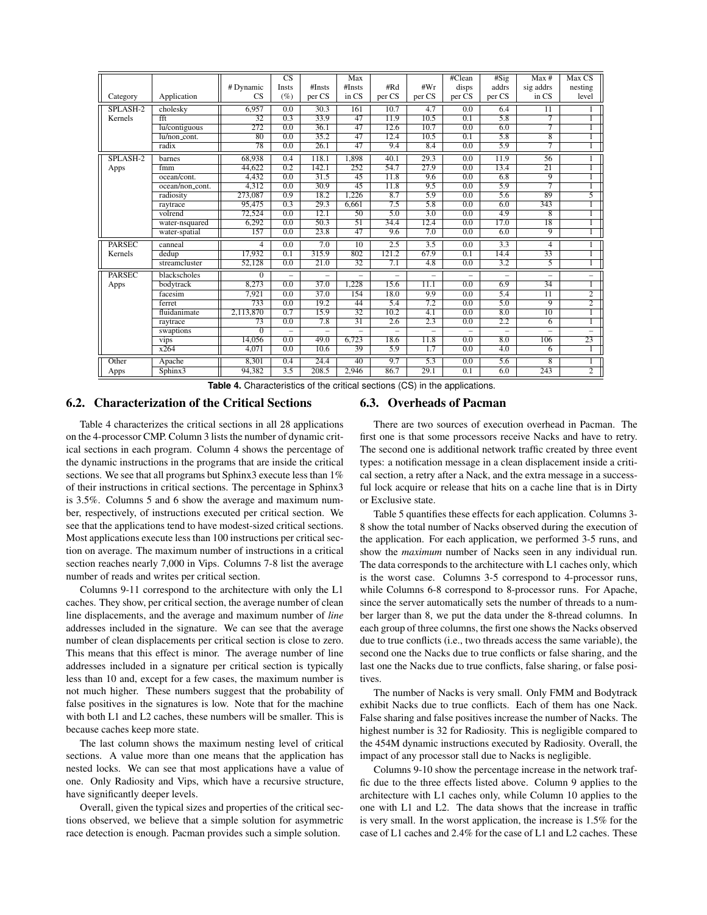| Category | Application | # Dynamic CS | CS Insts (%) | #Insts per CS | Max #Insts in CS | #Rd per CS | #Wr per CS | #Clean disps per CS | #Sig addrs per CS | Max # sig addrs in CS | Max CS nesting level |
|---|---|---|---|---|---|---|---|---|---|---|---|
| SPLASH-2 Kernels | cholesky | 6,957 | 0.0 | 30.3 | 161 | 10.7 | 4.7 | 0.0 | 6.4 | 11 | 1 |
| | fft | 32 | 0.3 | 33.9 | 47 | 11.9 | 10.5 | 0.1 | 5.8 | 7 | 1 |
| | lu/contiguous | 272 | 0.0 | 36.1 | 47 | 12.6 | 10.7 | 0.0 | 6.0 | 7 | 1 |
| | lu/non_cont. | 80 | 0.0 | 35.2 | 47 | 12.4 | 10.5 | 0.1 | 5.8 | 8 | 1 |
| | radix | 78 | 0.0 | 26.1 | 47 | 9.4 | 8.4 | 0.0 | 5.9 | 7 | 1 |
| SPLASH-2 Apps | barnes | 68,938 | 0.4 | 118.1 | 1,898 | 40.1 | 29.3 | 0.0 | 11.9 | 56 | 1 |
| | fmm | 44,622 | 0.2 | 142.1 | 252 | 54.7 | 27.9 | 0.0 | 13.4 | 21 | 1 |
| | ocean/cont. | 4,432 | 0.0 | 31.5 | 45 | 11.8 | 9.6 | 0.0 | 6.8 | 9 | 1 |
| | ocean/non_cont. | 4,312 | 0.0 | 30.9 | 45 | 11.8 | 9.5 | 0.0 | 5.9 | 7 | 1 |
| | radiosity | 273,087 | 0.9 | 18.2 | 1,226 | 8.7 | 5.9 | 0.0 | 5.6 | 89 | 5 |
| | raytrace | 95,475 | 0.3 | 29.3 | 6,661 | 7.5 | 5.8 | 0.0 | 6.0 | 343 | 1 |
| | volrend | 72,524 | 0.0 | 12.1 | 50 | 5.0 | 3.0 | 0.0 | 4.9 | 8 | 1 |
| | water-nsquared | 6,292 | 0.0 | 50.3 | 51 | 34.4 | 12.4 | 0.0 | 17.0 | 18 | 1 |
| | water-spatial | 157 | 0.0 | 23.8 | 47 | 9.6 | 7.0 | 0.0 | 6.0 | 9 | 1 |
| PARSEC Kernels | canneal | 4 | 0.0 | 7.0 | 10 | 2.5 | 3.5 | 0.0 | 3.3 | 4 | 1 |
| | dedup | 17,932 | 0.1 | 315.9 | 802 | 121.2 | 67.9 | 0.1 | 14.4 | 33 | 1 |
| | streamcluster | 52,128 | 0.0 | 21.0 | 32 | 7.1 | 4.8 | 0.0 | 3.2 | 5 | 1 |
| PARSEC Apps | blackscholes | 0 | – | – | – | – | – | – | – | – | – |
| | bodytrack | 8,273 | 0.0 | 37.0 | 1,228 | 15.6 | 11.1 | 0.0 | 6.9 | 34 | 1 |
| | facesim | 7,921 | 0.0 | 37.0 | 154 | 18.0 | 9.9 | 0.0 | 5.4 | 11 | 2 |
| | ferret | 733 | 0.0 | 19.2 | 44 | 5.4 | 7.2 | 0.0 | 5.0 | 9 | 2 |
| | fluidanimate | 2,113,870 | 0.7 | 15.9 | 32 | 10.2 | 4.1 | 0.0 | 8.0 | 10 | 1 |
| | raytrace | 73 | 0.0 | 7.8 | 31 | 2.6 | 2.3 | 0.0 | 2.2 | 6 | 1 |
| | swaptions | 0 | – | – | – | – | – | – | – | – | – |
| | vips | 14,056 | 0.0 | 49.0 | 6,723 | 18.6 | 11.8 | 0.0 | 8.0 | 106 | 23 |
| | x264 | 4,071 | 0.0 | 10.6 | 39 | 5.9 | 1.7 | 0.0 | 4.0 | 6 | 1 |
| Other Apps | Apache | 8,301 | 0.4 | 24.4 | 40 | 9.7 | 5.3 | 0.0 | 5.6 | 8 | 1 |
| | Sphinx3 | 94,382 | 3.5 | 208.5 | 2,946 | 86.7 | 29.1 | 0.1 | 6.0 | 243 | 2 |

**Table 4.** Characteristics of the critical sections (CS) in the applications.

## 6.2. Characterization of the Critical Sections

Table 4 characterizes the critical sections in all 28 applications on the 4-processor CMP. Column 3 lists the number of dynamic critical sections in each program. Column 4 shows the percentage of the dynamic instructions in the programs that are inside the critical sections. We see that all programs but Sphinx3 execute less than 1% of their instructions in critical sections. The percentage in Sphinx3 is 3.5%. Columns 5 and 6 show the average and maximum number, respectively, of instructions executed per critical section. We see that the applications tend to have modest-sized critical sections. Most applications execute less than 100 instructions per critical section on average. The maximum number of instructions in a critical section reaches nearly 7,000 in Vips. Columns 7-8 list the average number of reads and writes per critical section.

Columns 9-11 correspond to the architecture with only the L1 caches. They show, per critical section, the average number of clean line displacements, and the average and maximum number of *line* addresses included in the signature. We can see that the average number of clean displacements per critical section is close to zero. This means that this effect is minor. The average number of line addresses included in a signature per critical section is typically less than 10 and, except for a few cases, the maximum number is not much higher. These numbers suggest that the probability of false positives in the signatures is low. Note that for the machine with both L1 and L2 caches, these numbers will be smaller. This is because caches keep more state.

The last column shows the maximum nesting level of critical sections. A value more than one means that the application has nested locks. We can see that most applications have a value of one. Only Radiosity and Vips, which have a recursive structure, have significantly deeper levels.

Overall, given the typical sizes and properties of the critical sections observed, we believe that a simple solution for asymmetric race detection is enough. Pacman provides such a simple solution.

## 6.3. Overheads of Pacman

There are two sources of execution overhead in Pacman. The first one is that some processors receive Nacks and have to retry. The second one is additional network traffic created by three event types: a notification message in a clean displacement inside a critical section, a retry after a Nack, and the extra message in a successful lock acquire or release that hits on a cache line that is in Dirty or Exclusive state.

Table 5 quantifies these effects for each application. Columns 3-8 show the total number of Nacks observed during the execution of the application. For each application, we performed 3-5 runs, and show the *maximum* number of Nacks seen in any individual run. The data corresponds to the architecture with L1 caches only, which is the worst case. Columns 3-5 correspond to 4-processor runs, while Columns 6-8 correspond to 8-processor runs. For Apache, since the server automatically sets the number of threads to a number larger than 8, we put the data under the 8-thread columns. In each group of three columns, the first one shows the Nacks observed due to true conflicts (i.e., two threads access the same variable), the second one the Nacks due to true conflicts or false sharing, and the last one the Nacks due to true conflicts, false sharing, or false positives.

The number of Nacks is very small. Only FMM and Bodytrack exhibit Nacks due to true conflicts. Each of them has one Nack. False sharing and false positives increase the number of Nacks. The highest number is 32 for Radiosity. This is negligible compared to the 454M dynamic instructions executed by Radiosity. Overall, the impact of any processor stall due to Nacks is negligible.

Columns 9-10 show the percentage increase in the network traffic due to the three effects listed above. Column 9 applies to the architecture with L1 caches only, while Column 10 applies to the one with L1 and L2. The data shows that the increase in traffic is very small. In the worst application, the increase is 1.5% for the case of L1 caches and 2.4% for the case of L1 and L2 caches. These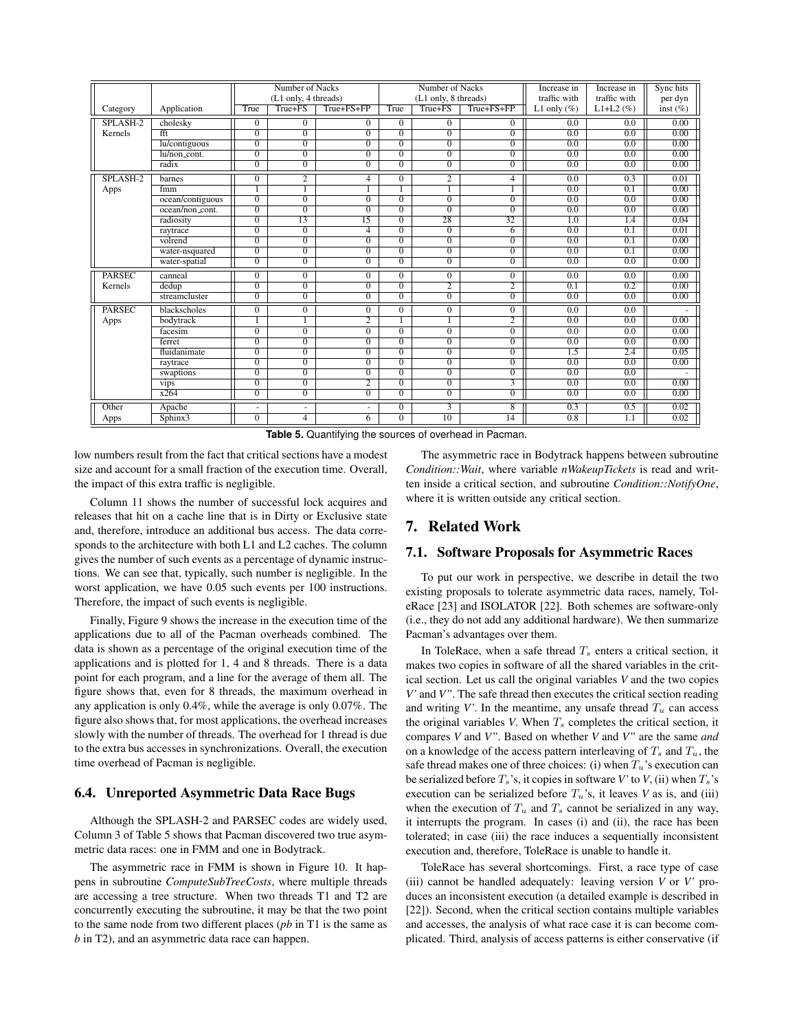| Category | Application | Number of Nacks (L1 only, 4 threads) | | | Number of Nacks (L1 only, 8 threads) | | | Increase in traffic with L1 only (%) | Increase in traffic with L1+L2 (%) | Sync hits per dyn inst (%) |
|---|---|---|---|---|---|---|---|---|---|---|
| | | True | True+FS | True+FS+FP | True | True+FS | True+FS+FP | | | |
| SPLASH-2 Kernels | cholesky | 0 | 0 | 0 | 0 | 0 | 0 | 0.0 | 0.0 | 0.00 |
| | fft | 0 | 0 | 0 | 0 | 0 | 0 | 0.0 | 0.0 | 0.00 |
| | lu/contiguous | 0 | 0 | 0 | 0 | 0 | 0 | 0.0 | 0.0 | 0.00 |
| | lu/non_cont. | 0 | 0 | 0 | 0 | 0 | 0 | 0.0 | 0.0 | 0.00 |
| | radix | 0 | 0 | 0 | 0 | 0 | 0 | 0.0 | 0.0 | 0.00 |
| SPLASH-2 Apps | barnes | 0 | 2 | 4 | 0 | 2 | 4 | 0.0 | 0.3 | 0.01 |
| | fmm | 1 | 1 | 1 | 1 | 1 | 1 | 0.0 | 0.1 | 0.00 |
| | ocean/contiguous | 0 | 0 | 0 | 0 | 0 | 0 | 0.0 | 0.0 | 0.00 |
| | ocean/non_cont. | 0 | 0 | 0 | 0 | 0 | 0 | 0.0 | 0.0 | 0.00 |
| | radiosity | 0 | 13 | 15 | 0 | 28 | 32 | 1.0 | 1.4 | 0.04 |
| | raytrace | 0 | 0 | 4 | 0 | 0 | 6 | 0.0 | 0.1 | 0.01 |
| | volrend | 0 | 0 | 0 | 0 | 0 | 0 | 0.0 | 0.1 | 0.00 |
| | water-nsquared | 0 | 0 | 0 | 0 | 0 | 0 | 0.0 | 0.1 | 0.00 |
| | water-spatial | 0 | 0 | 0 | 0 | 0 | 0 | 0.0 | 0.0 | 0.00 |
| PARSEC Kernels | canneal | 0 | 0 | 0 | 0 | 0 | 0 | 0.0 | 0.0 | 0.00 |
| | dedup | 0 | 0 | 0 | 0 | 2 | 2 | 0.1 | 0.2 | 0.00 |
| | streamcluster | 0 | 0 | 0 | 0 | 0 | 0 | 0.0 | 0.0 | 0.00 |
| PARSEC Apps | blackscholes | 0 | 0 | 0 | 0 | 0 | 0 | 0.0 | 0.0 | - |
| | bodytrack | 1 | 1 | 2 | 1 | 1 | 2 | 0.0 | 0.0 | 0.00 |
| | facesim | 0 | 0 | 0 | 0 | 0 | 0 | 0.0 | 0.0 | 0.00 |
| | ferret | 0 | 0 | 0 | 0 | 0 | 0 | 0.0 | 0.0 | 0.00 |
| | fluidanimate | 0 | 0 | 0 | 0 | 0 | 0 | 1.5 | 2.4 | 0.05 |
| | raytrace | 0 | 0 | 0 | 0 | 0 | 0 | 0.0 | 0.0 | 0.00 |
| | swaptions | 0 | 0 | 0 | 0 | 0 | 0 | 0.0 | 0.0 | - |
| | vips | 0 | 0 | 2 | 0 | 0 | 3 | 0.0 | 0.0 | 0.00 |
| | x264 | 0 | 0 | 0 | 0 | 0 | 0 | 0.0 | 0.0 | 0.00 |
| Other Apps | Apache | - | - | - | 0 | 3 | 8 | 0.3 | 0.5 | 0.02 |
| | Sphinx3 | 0 | 4 | 6 | 0 | 10 | 14 | 0.8 | 1.1 | 0.02 |

**Table 5.** Quantifying the sources of overhead in Pacman.

low numbers result from the fact that critical sections have a modest size and account for a small fraction of the execution time. Overall, the impact of this extra traffic is negligible.

Column 11 shows the number of successful lock acquires and releases that hit on a cache line that is in Dirty or Exclusive state and, therefore, introduce an additional bus access. The data corresponds to the architecture with both L1 and L2 caches. The column gives the number of such events as a percentage of dynamic instructions. We can see that, typically, such number is negligible. In the worst application, we have 0.05 such events per 100 instructions. Therefore, the impact of such events is negligible.

Finally, Figure 9 shows the increase in the execution time of the applications due to all of the Pacman overheads combined. The data is shown as a percentage of the original execution time of the applications and is plotted for 1, 4 and 8 threads. There is a data point for each program, and a line for the average of them all. The figure shows that, even for 8 threads, the maximum overhead in any application is only 0.4%, while the average is only 0.07%. The figure also shows that, for most applications, the overhead increases slowly with the number of threads. The overhead for 1 thread is due to the extra bus accesses in synchronizations. Overall, the execution time overhead of Pacman is negligible.

### 6.4. Unreported Asymmetric Data Race Bugs

Although the SPLASH-2 and PARSEC codes are widely used, Column 3 of Table 5 shows that Pacman discovered two true asymmetric data races: one in FMM and one in Bodytrack.

The asymmetric race in FMM is shown in Figure 10. It happens in subroutine *ComputeSubTreeCosts*, where multiple threads are accessing a tree structure. When two threads T1 and T2 are concurrently executing the subroutine, it may be that the two point to the same node from two different places (*pb* in T1 is the same as *b* in T2), and an asymmetric data race can happen.

The asymmetric race in Bodytrack happens between subroutine *Condition::Wait*, where variable *nWakeupTickets* is read and written inside a critical section, and subroutine *Condition::NotifyOne*, where it is written outside any critical section.

## 7. Related Work

### 7.1. Software Proposals for Asymmetric Races

To put our work in perspective, we describe in detail the two existing proposals to tolerate asymmetric data races, namely, ToleRace [23] and ISOLATOR [22]. Both schemes are software-only (i.e., they do not add any additional hardware). We then summarize Pacman's advantages over them.

In ToleRace, when a safe thread $T_s$ enters a critical section, it makes two copies in software of all the shared variables in the critical section. Let us call the original variables *V* and the two copies *V'* and *V"*. The safe thread then executes the critical section reading and writing *V'*. In the meantime, any unsafe thread $T_u$ can access the original variables *V*. When $T_s$ completes the critical section, it compares *V* and *V"*. Based on whether *V* and *V"* are the same *and* on a knowledge of the access pattern interleaving of $T_s$ and $T_u$, the safe thread makes one of three choices: (i) when $T_u$'s execution can be serialized before $T_s$'s, it copies in software *V'* to *V*, (ii) when $T_s$'s execution can be serialized before $T_u$'s, it leaves *V* as is, and (iii) when the execution of $T_u$ and $T_s$ cannot be serialized in any way, it interrupts the program. In cases (i) and (ii), the race has been tolerated; in case (iii) the race induces a sequentially inconsistent execution and, therefore, ToleRace is unable to handle it.

ToleRace has several shortcomings. First, a race type of case (iii) cannot be handled adequately: leaving version *V* or *V'* produces an inconsistent execution (a detailed example is described in [22]). Second, when the critical section contains multiple variables and accesses, the analysis of what race case it is can become complicated. Third, analysis of access patterns is either conservative (if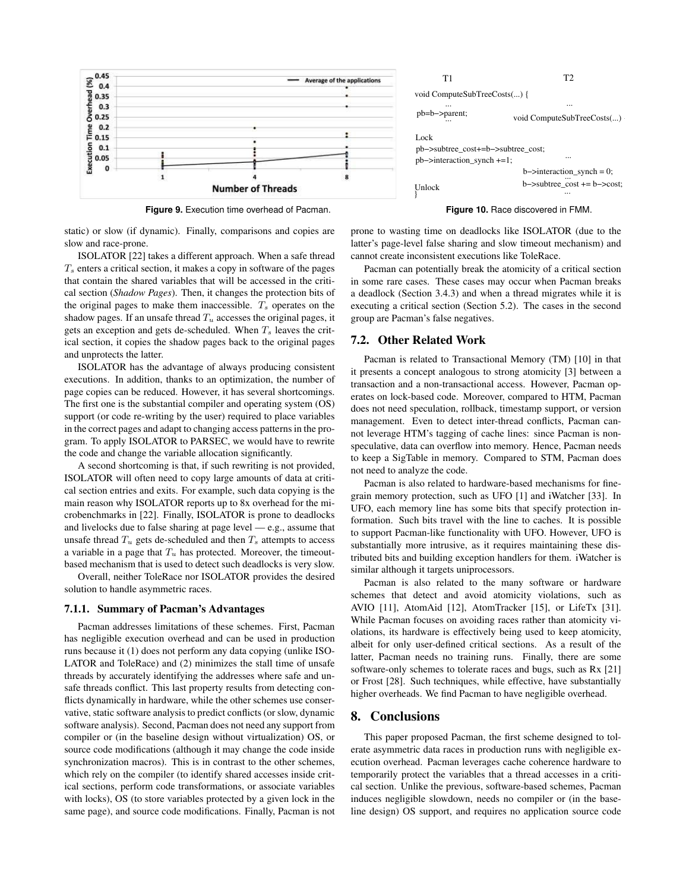Figure 9. Execution time overhead of Pacman.

```
T1                                          T2
void ComputeSubTreeCosts(...) {
   ...                                      ...
pb=b−>parent;
   ...                                 void ComputeSubTreeCosts(...)

Lock
pb−>subtree_cost+=b−>subtree_cost;
pb−>interaction_synch +=1;                  ...
                                       b−>interaction_synch = 0;
                                            ...
                                       b−>subtree_cost += b−>cost;
Unlock                                      ...
}
```

Figure 10. Race discovered in FMM.

static) or slow (if dynamic). Finally, comparisons and copies are slow and race-prone.

ISOLATOR [22] takes a different approach. When a safe thread $T_s$ enters a critical section, it makes a copy in software of the pages that contain the shared variables that will be accessed in the critical section (*Shadow Pages*). Then, it changes the protection bits of the original pages to make them inaccessible. $T_s$ operates on the shadow pages. If an unsafe thread $T_u$ accesses the original pages, it gets an exception and gets de-scheduled. When $T_s$ leaves the critical section, it copies the shadow pages back to the original pages and unprotects the latter.

ISOLATOR has the advantage of always producing consistent executions. In addition, thanks to an optimization, the number of page copies can be reduced. However, it has several shortcomings. The first one is the substantial compiler and operating system (OS) support (or code re-writing by the user) required to place variables in the correct pages and adapt to changing access patterns in the program. To apply ISOLATOR to PARSEC, we would have to rewrite the code and change the variable allocation significantly.

A second shortcoming is that, if such rewriting is not provided, ISOLATOR will often need to copy large amounts of data at critical section entries and exits. For example, such data copying is the main reason why ISOLATOR reports up to 8x overhead for the microbenchmarks in [22]. Finally, ISOLATOR is prone to deadlocks and livelocks due to false sharing at page level — e.g., assume that unsafe thread $T_u$ gets de-scheduled and then $T_s$ attempts to access a variable in a page that $T_u$ has protected. Moreover, the timeout-based mechanism that is used to detect such deadlocks is very slow.

Overall, neither ToleRace nor ISOLATOR provides the desired solution to handle asymmetric races.

#### 7.1.1. Summary of Pacman's Advantages

Pacman addresses limitations of these schemes. First, Pacman has negligible execution overhead and can be used in production runs because it (1) does not perform any data copying (unlike ISOLATOR and ToleRace) and (2) minimizes the stall time of unsafe threads by accurately identifying the addresses where safe and unsafe threads conflict. This last property results from detecting conflicts dynamically in hardware, while the other schemes use conservative, static software analysis to predict conflicts (or slow, dynamic software analysis). Second, Pacman does not need any support from compiler or (in the baseline design without virtualization) OS, or source code modifications (although it may change the code inside synchronization macros). This is in contrast to the other schemes, which rely on the compiler (to identify shared accesses inside critical sections, perform code transformations, or associate variables with locks), OS (to store variables protected by a given lock in the same page), and source code modifications. Finally, Pacman is not prone to wasting time on deadlocks like ISOLATOR (due to the latter's page-level false sharing and slow timeout mechanism) and cannot create inconsistent executions like ToleRace.

Pacman can potentially break the atomicity of a critical section in some rare cases. These cases may occur when Pacman breaks a deadlock (Section 3.4.3) and when a thread migrates while it is executing a critical section (Section 5.2). The cases in the second group are Pacman's false negatives.

### 7.2. Other Related Work

Pacman is related to Transactional Memory (TM) [10] in that it presents a concept analogous to strong atomicity [3] between a transaction and a non-transactional access. However, Pacman operates on lock-based code. Moreover, compared to HTM, Pacman does not need speculation, rollback, timestamp support, or version management. Even to detect inter-thread conflicts, Pacman cannot leverage HTM's tagging of cache lines: since Pacman is non-speculative, data can overflow into memory. Hence, Pacman needs to keep a SigTable in memory. Compared to STM, Pacman does not need to analyze the code.

Pacman is also related to hardware-based mechanisms for fine-grain memory protection, such as UFO [1] and iWatcher [33]. In UFO, each memory line has some bits that specify protection information. Such bits travel with the line to caches. It is possible to support Pacman-like functionality with UFO. However, UFO is substantially more intrusive, as it requires maintaining these distributed bits and building exception handlers for them. iWatcher is similar although it targets uniprocessors.

Pacman is also related to the many software or hardware schemes that detect and avoid atomicity violations, such as AVIO [11], AtomAid [12], AtomTracker [15], or LifeTx [31]. While Pacman focuses on avoiding races rather than atomicity violations, its hardware is effectively being used to keep atomicity, albeit for only user-defined critical sections. As a result of the latter, Pacman needs no training runs. Finally, there are some software-only schemes to tolerate races and bugs, such as Rx [21] or Frost [28]. Such techniques, while effective, have substantially higher overheads. We find Pacman to have negligible overhead.

## 8. Conclusions

This paper proposed Pacman, the first scheme designed to tolerate asymmetric data races in production runs with negligible execution overhead. Pacman leverages cache coherence hardware to temporarily protect the variables that a thread accesses in a critical section. Unlike the previous, software-based schemes, Pacman induces negligible slowdown, needs no compiler or (in the baseline design) OS support, and requires no application source code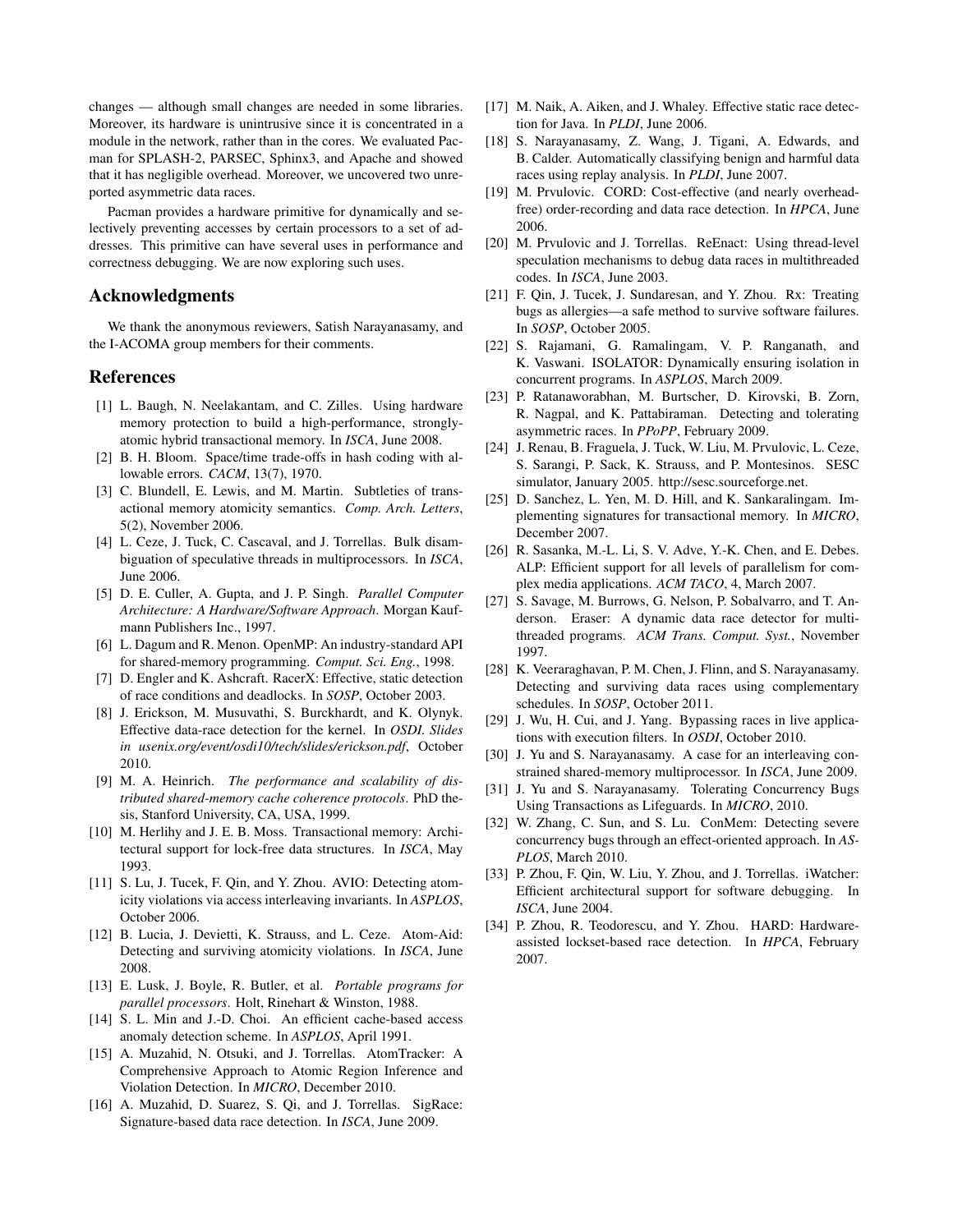changes — although small changes are needed in some libraries. Moreover, its hardware is unintrusive since it is concentrated in a module in the network, rather than in the cores. We evaluated Pacman for SPLASH-2, PARSEC, Sphinx3, and Apache and showed that it has negligible overhead. Moreover, we uncovered two unreported asymmetric data races.

Pacman provides a hardware primitive for dynamically and selectively preventing accesses by certain processors to a set of addresses. This primitive can have several uses in performance and correctness debugging. We are now exploring such uses.

## Acknowledgments

We thank the anonymous reviewers, Satish Narayanasamy, and the I-ACOMA group members for their comments.

## References

[1] L. Baugh, N. Neelakantam, and C. Zilles. Using hardware memory protection to build a high-performance, strongly-atomic hybrid transactional memory. In *ISCA*, June 2008.

[2] B. H. Bloom. Space/time trade-offs in hash coding with allowable errors. *CACM*, 13(7), 1970.

[3] C. Blundell, E. Lewis, and M. Martin. Subtleties of transactional memory atomicity semantics. *Comp. Arch. Letters*, 5(2), November 2006.

[4] L. Ceze, J. Tuck, C. Cascaval, and J. Torrellas. Bulk disambiguation of speculative threads in multiprocessors. In *ISCA*, June 2006.

[5] D. E. Culler, A. Gupta, and J. P. Singh. *Parallel Computer Architecture: A Hardware/Software Approach*. Morgan Kaufmann Publishers Inc., 1997.

[6] L. Dagum and R. Menon. OpenMP: An industry-standard API for shared-memory programming. *Comput. Sci. Eng.*, 1998.

[7] D. Engler and K. Ashcraft. RacerX: Effective, static detection of race conditions and deadlocks. In *SOSP*, October 2003.

[8] J. Erickson, M. Musuvathi, S. Burckhardt, and K. Olynyk. Effective data-race detection for the kernel. In *OSDI. Slides in usenix.org/event/osdi10/tech/slides/erickson.pdf*, October 2010.

[9] M. A. Heinrich. *The performance and scalability of distributed shared-memory cache coherence protocols*. PhD thesis, Stanford University, CA, USA, 1999.

[10] M. Herlihy and J. E. B. Moss. Transactional memory: Architectural support for lock-free data structures. In *ISCA*, May 1993.

[11] S. Lu, J. Tucek, F. Qin, and Y. Zhou. AVIO: Detecting atomicity violations via access interleaving invariants. In *ASPLOS*, October 2006.

[12] B. Lucia, J. Devietti, K. Strauss, and L. Ceze. Atom-Aid: Detecting and surviving atomicity violations. In *ISCA*, June 2008.

[13] E. Lusk, J. Boyle, R. Butler, et al. *Portable programs for parallel processors*. Holt, Rinehart & Winston, 1988.

[14] S. L. Min and J.-D. Choi. An efficient cache-based access anomaly detection scheme. In *ASPLOS*, April 1991.

[15] A. Muzahid, N. Otsuki, and J. Torrellas. AtomTracker: A Comprehensive Approach to Atomic Region Inference and Violation Detection. In *MICRO*, December 2010.

[16] A. Muzahid, D. Suarez, S. Qi, and J. Torrellas. SigRace: Signature-based data race detection. In *ISCA*, June 2009.

[17] M. Naik, A. Aiken, and J. Whaley. Effective static race detection for Java. In *PLDI*, June 2006.

[18] S. Narayanasamy, Z. Wang, J. Tigani, A. Edwards, and B. Calder. Automatically classifying benign and harmful data races using replay analysis. In *PLDI*, June 2007.

[19] M. Prvulovic. CORD: Cost-effective (and nearly overhead-free) order-recording and data race detection. In *HPCA*, June 2006.

[20] M. Prvulovic and J. Torrellas. ReEnact: Using thread-level speculation mechanisms to debug data races in multithreaded codes. In *ISCA*, June 2003.

[21] F. Qin, J. Tucek, J. Sundaresan, and Y. Zhou. Rx: Treating bugs as allergies—a safe method to survive software failures. In *SOSP*, October 2005.

[22] S. Rajamani, G. Ramalingam, V. P. Ranganath, and K. Vaswani. ISOLATOR: Dynamically ensuring isolation in concurrent programs. In *ASPLOS*, March 2009.

[23] P. Ratanaworabhan, M. Burtscher, D. Kirovski, B. Zorn, R. Nagpal, and K. Pattabiraman. Detecting and tolerating asymmetric races. In *PPoPP*, February 2009.

[24] J. Renau, B. Fraguela, J. Tuck, W. Liu, M. Prvulovic, L. Ceze, S. Sarangi, P. Sack, K. Strauss, and P. Montesinos. SESC simulator, January 2005. http://sesc.sourceforge.net.

[25] D. Sanchez, L. Yen, M. D. Hill, and K. Sankaralingam. Implementing signatures for transactional memory. In *MICRO*, December 2007.

[26] R. Sasanka, M.-L. Li, S. V. Adve, Y.-K. Chen, and E. Debes. ALP: Efficient support for all levels of parallelism for complex media applications. *ACM TACO*, 4, March 2007.

[27] S. Savage, M. Burrows, G. Nelson, P. Sobalvarro, and T. Anderson. Eraser: A dynamic data race detector for multithreaded programs. *ACM Trans. Comput. Syst.*, November 1997.

[28] K. Veeraraghavan, P. M. Chen, J. Flinn, and S. Narayanasamy. Detecting and surviving data races using complementary schedules. In *SOSP*, October 2011.

[29] J. Wu, H. Cui, and J. Yang. Bypassing races in live applications with execution filters. In *OSDI*, October 2010.

[30] J. Yu and S. Narayanasamy. A case for an interleaving constrained shared-memory multiprocessor. In *ISCA*, June 2009.

[31] J. Yu and S. Narayanasamy. Tolerating Concurrency Bugs Using Transactions as Lifeguards. In *MICRO*, 2010.

[32] W. Zhang, C. Sun, and S. Lu. ConMem: Detecting severe concurrency bugs through an effect-oriented approach. In *ASPLOS*, March 2010.

[33] P. Zhou, F. Qin, W. Liu, Y. Zhou, and J. Torrellas. iWatcher: Efficient architectural support for software debugging. In *ISCA*, June 2004.

[34] P. Zhou, R. Teodorescu, and Y. Zhou. HARD: Hardware-assisted lockset-based race detection. In *HPCA*, February 2007.